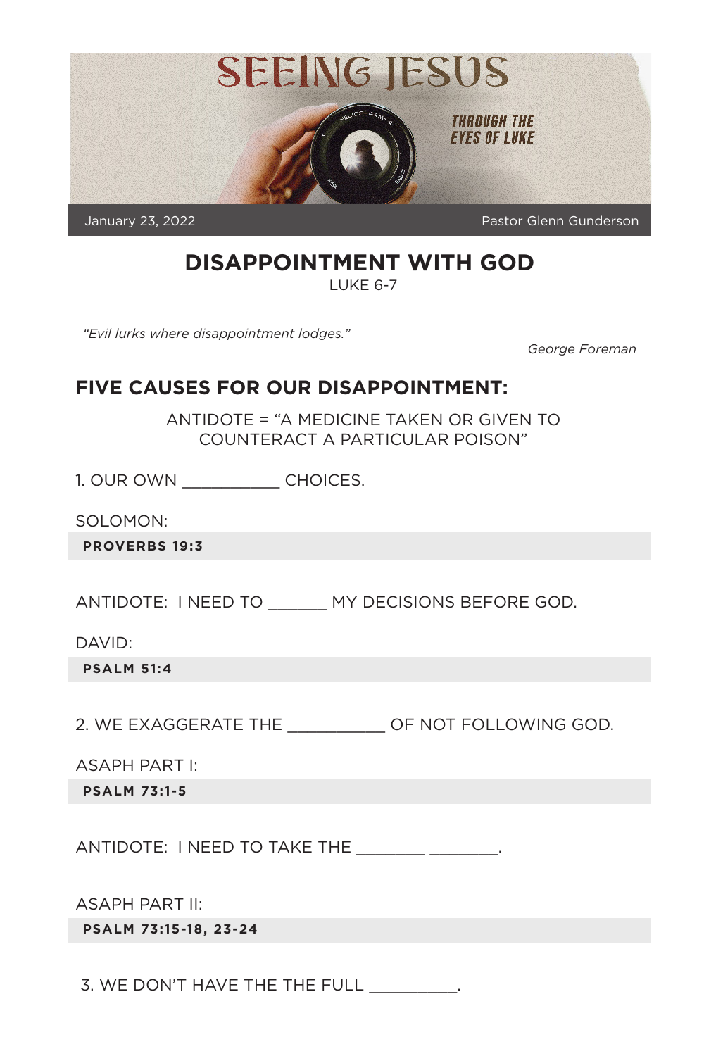# SEEING JESUS

THROUGH THE EYES OF LUKE

January 23, 2022 — Pastor Glenn Gunderson

## DISAPPOINTMENT WITH GOD

LUKE 6-7

*"Evil lurks where disappointment lodges."*

*George Foreman*

## FIVE CAUSES FOR OUR DISAPPOINTMENT:

ANTIDOTE = "A MEDICINE TAKEN OR GIVEN TO COUNTERACT A PARTICULAR POISON"

1. OUR OWN __________ CHOICES.

SOLOMON:

**PROVERBS 19:3**

ANTIDOTE: I NEED TO ______ MY DECISIONS BEFORE GOD.

DAVID:

**PSALM 51:4**

2. WE EXAGGERATE THE __________ OF NOT FOLLOWING GOD.

ASAPH PART I:

**PSALM 73:1-5**

ANTIDOTE: I NEED TO TAKE THE _______ _______.

ASAPH PART II:

**PSALM 73:15-18, 23-24**

3. WE DON'T HAVE THE THE FULL _________.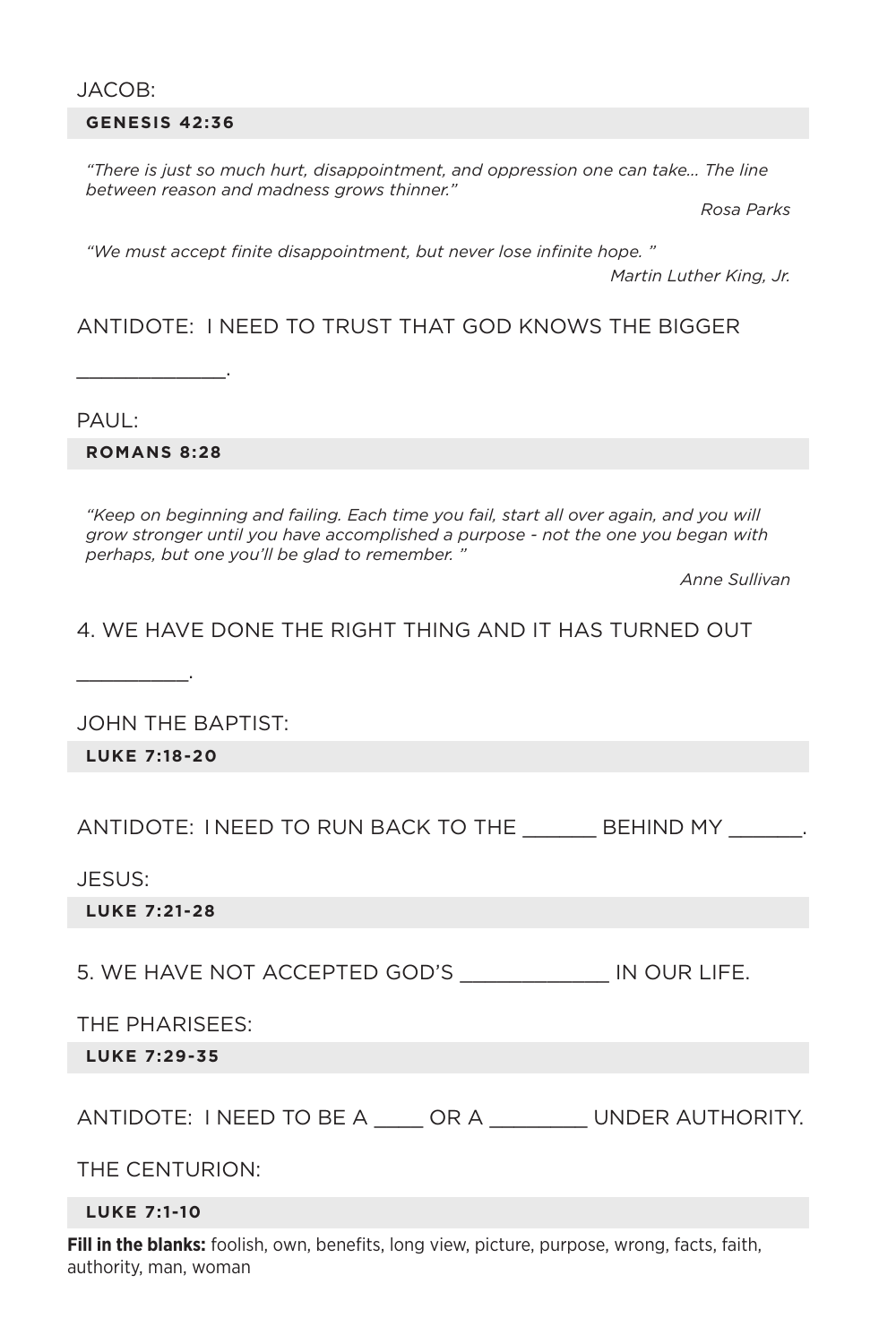JACOB:

**GENESIS 42:36**

*"There is just so much hurt, disappointment, and oppression one can take... The line between reason and madness grows thinner."*

*Rosa Parks*

*"We must accept finite disappointment, but never lose infinite hope. "*

*Martin Luther King, Jr.*

ANTIDOTE: I NEED TO TRUST THAT GOD KNOWS THE BIGGER _____________.

PAUL:

**ROMANS 8:28**

*"Keep on beginning and failing. Each time you fail, start all over again, and you will grow stronger until you have accomplished a purpose - not the one you began with perhaps, but one you'll be glad to remember. "*

*Anne Sullivan*

4. WE HAVE DONE THE RIGHT THING AND IT HAS TURNED OUT __________.

JOHN THE BAPTIST:

**LUKE 7:18-20**

ANTIDOTE: I NEED TO RUN BACK TO THE ______ BEHIND MY ______.

JESUS:

**LUKE 7:21-28**

5. WE HAVE NOT ACCEPTED GOD'S ____________ IN OUR LIFE.

THE PHARISEES:

**LUKE 7:29-35**

ANTIDOTE: I NEED TO BE A ____ OR A ________ UNDER AUTHORITY.

THE CENTURION:

**LUKE 7:1-10**

**Fill in the blanks:** foolish, own, benefits, long view, picture, purpose, wrong, facts, faith, authority, man, woman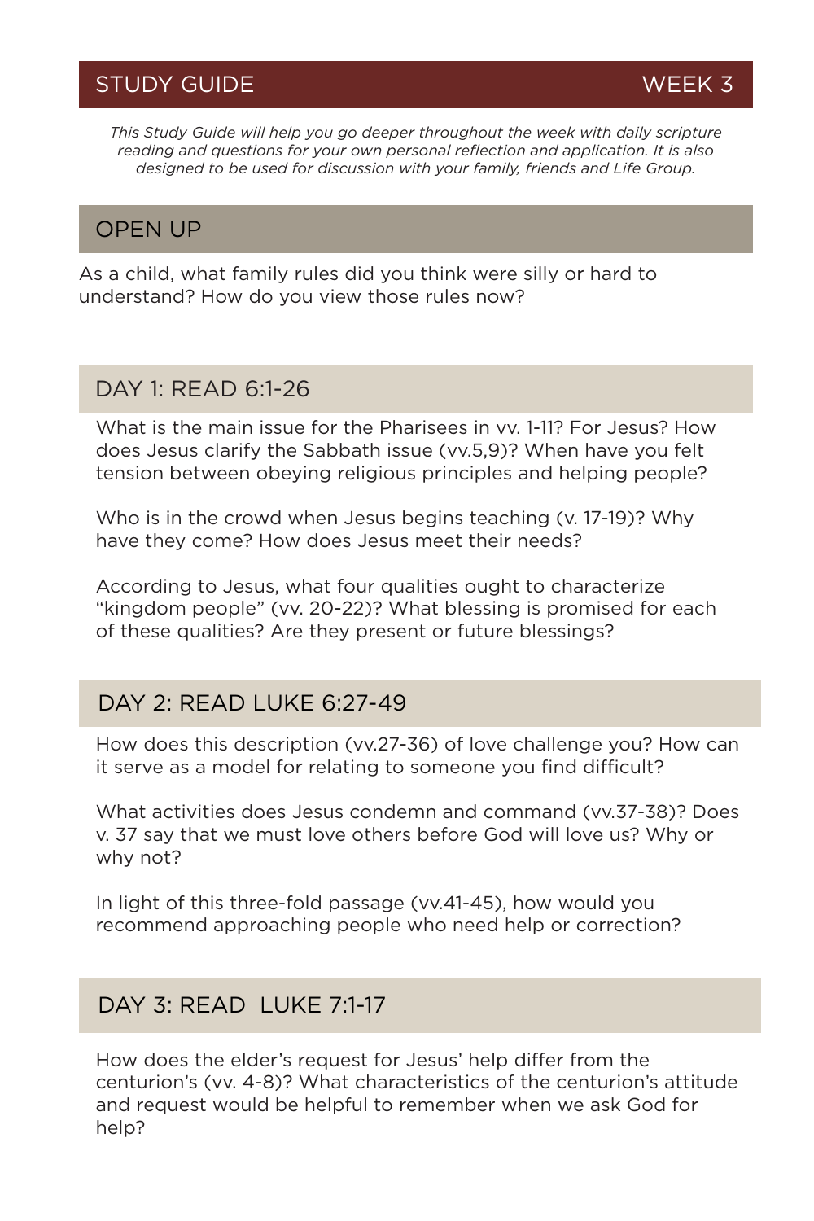## STUDY GUIDE — WEEK 3

*This Study Guide will help you go deeper throughout the week with daily scripture reading and questions for your own personal reflection and application. It is also designed to be used for discussion with your family, friends and Life Group.*

### OPEN UP

As a child, what family rules did you think were silly or hard to understand? How do you view those rules now?

### DAY 1: READ 6:1-26

What is the main issue for the Pharisees in vv. 1-11? For Jesus? How does Jesus clarify the Sabbath issue (vv.5,9)? When have you felt tension between obeying religious principles and helping people?

Who is in the crowd when Jesus begins teaching (v. 17-19)? Why have they come? How does Jesus meet their needs?

According to Jesus, what four qualities ought to characterize "kingdom people" (vv. 20-22)? What blessing is promised for each of these qualities? Are they present or future blessings?

### DAY 2: READ LUKE 6:27-49

How does this description (vv.27-36) of love challenge you? How can it serve as a model for relating to someone you find difficult?

What activities does Jesus condemn and command (vv.37-38)? Does v. 37 say that we must love others before God will love us? Why or why not?

In light of this three-fold passage (vv.41-45), how would you recommend approaching people who need help or correction?

### DAY 3: READ LUKE 7:1-17

How does the elder's request for Jesus' help differ from the centurion's (vv. 4-8)? What characteristics of the centurion's attitude and request would be helpful to remember when we ask God for help?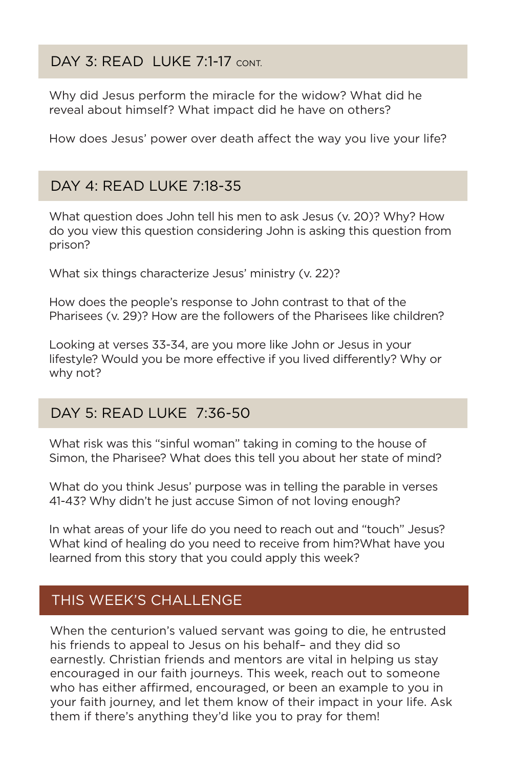## DAY 3: READ LUKE 7:1-17 CONT.

Why did Jesus perform the miracle for the widow? What did he reveal about himself? What impact did he have on others?

How does Jesus' power over death affect the way you live your life?

## DAY 4: READ LUKE 7:18-35

What question does John tell his men to ask Jesus (v. 20)? Why? How do you view this question considering John is asking this question from prison?

What six things characterize Jesus' ministry (v. 22)?

How does the people's response to John contrast to that of the Pharisees (v. 29)? How are the followers of the Pharisees like children?

Looking at verses 33-34, are you more like John or Jesus in your lifestyle? Would you be more effective if you lived differently? Why or why not?

## DAY 5: READ LUKE 7:36-50

What risk was this "sinful woman" taking in coming to the house of Simon, the Pharisee? What does this tell you about her state of mind?

What do you think Jesus' purpose was in telling the parable in verses 41-43? Why didn't he just accuse Simon of not loving enough?

In what areas of your life do you need to reach out and "touch" Jesus? What kind of healing do you need to receive from him?What have you learned from this story that you could apply this week?

## THIS WEEK'S CHALLENGE

When the centurion's valued servant was going to die, he entrusted his friends to appeal to Jesus on his behalf– and they did so earnestly. Christian friends and mentors are vital in helping us stay encouraged in our faith journeys. This week, reach out to someone who has either affirmed, encouraged, or been an example to you in your faith journey, and let them know of their impact in your life. Ask them if there's anything they'd like you to pray for them!